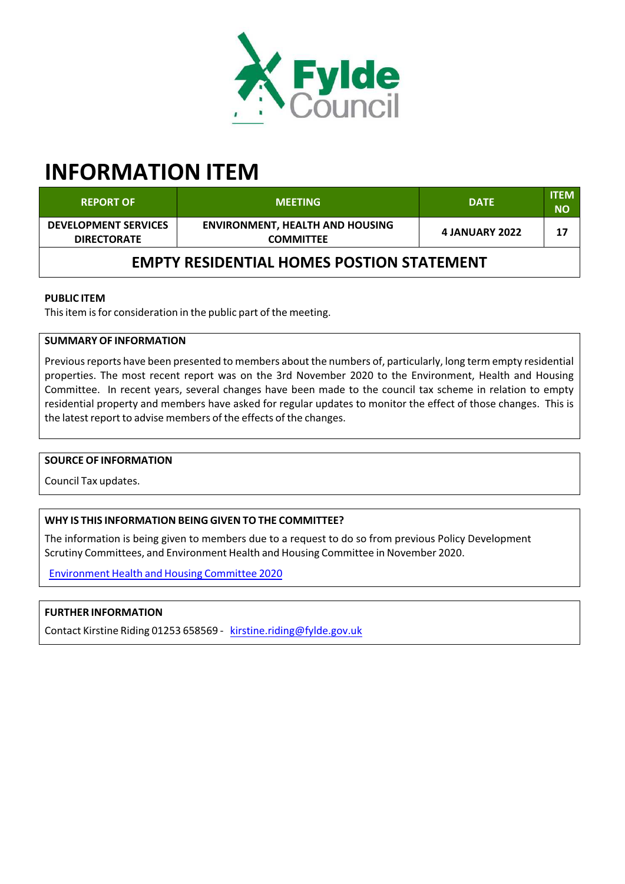# INFORMATION ITEM

| REPORT OF | MEETING | DATE | ITEM NO |
|---|---|---|---|
| DEVELOPMENT SERVICES DIRECTORATE | ENVIRONMENT, HEALTH AND HOUSING COMMITTEE | 4 JANUARY 2022 | 17 |
| EMPTY RESIDENTIAL HOMES POSTION STATEMENT | | | |

**PUBLIC ITEM**

This item is for consideration in the public part of the meeting.

**SUMMARY OF INFORMATION**

Previous reports have been presented to members about the numbers of, particularly, long term empty residential properties. The most recent report was on the 3rd November 2020 to the Environment, Health and Housing Committee. In recent years, several changes have been made to the council tax scheme in relation to empty residential property and members have asked for regular updates to monitor the effect of those changes. This is the latest report to advise members of the effects of the changes.

**SOURCE OF INFORMATION**

Council Tax updates.

**WHY IS THIS INFORMATION BEING GIVEN TO THE COMMITTEE?**

The information is being given to members due to a request to do so from previous Policy Development Scrutiny Committees, and Environment Health and Housing Committee in November 2020.

Environment Health and Housing Committee 2020

**FURTHER INFORMATION**

Contact Kirstine Riding 01253 658569 - kirstine.riding@fylde.gov.uk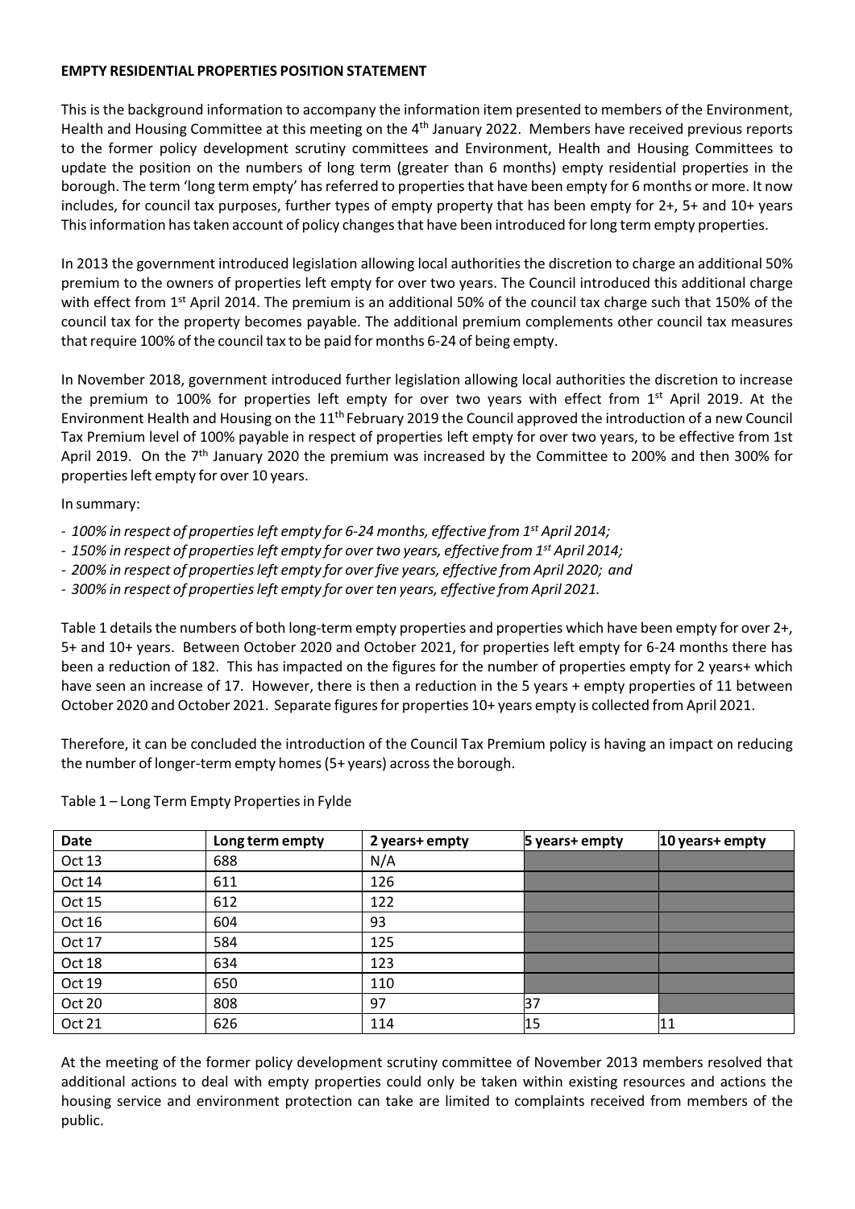**EMPTY RESIDENTIAL PROPERTIES POSITION STATEMENT**

This is the background information to accompany the information item presented to members of the Environment, Health and Housing Committee at this meeting on the 4th January 2022. Members have received previous reports to the former policy development scrutiny committees and Environment, Health and Housing Committees to update the position on the numbers of long term (greater than 6 months) empty residential properties in the borough. The term 'long term empty' has referred to properties that have been empty for 6 months or more. It now includes, for council tax purposes, further types of empty property that has been empty for 2+, 5+ and 10+ years This information has taken account of policy changes that have been introduced for long term empty properties.

In 2013 the government introduced legislation allowing local authorities the discretion to charge an additional 50% premium to the owners of properties left empty for over two years. The Council introduced this additional charge with effect from 1st April 2014. The premium is an additional 50% of the council tax charge such that 150% of the council tax for the property becomes payable. The additional premium complements other council tax measures that require 100% of the council tax to be paid for months 6-24 of being empty.

In November 2018, government introduced further legislation allowing local authorities the discretion to increase the premium to 100% for properties left empty for over two years with effect from 1st April 2019. At the Environment Health and Housing on the 11th February 2019 the Council approved the introduction of a new Council Tax Premium level of 100% payable in respect of properties left empty for over two years, to be effective from 1st April 2019. On the 7th January 2020 the premium was increased by the Committee to 200% and then 300% for properties left empty for over 10 years.

In summary:

- *100% in respect of properties left empty for 6-24 months, effective from 1st April 2014;*
- *150% in respect of properties left empty for over two years, effective from 1st April 2014;*
- *200% in respect of properties left empty for over five years, effective from April 2020; and*
- *300% in respect of properties left empty for over ten years, effective from April 2021.*

Table 1 details the numbers of both long-term empty properties and properties which have been empty for over 2+, 5+ and 10+ years. Between October 2020 and October 2021, for properties left empty for 6-24 months there has been a reduction of 182. This has impacted on the figures for the number of properties empty for 2 years+ which have seen an increase of 17. However, there is then a reduction in the 5 years + empty properties of 11 between October 2020 and October 2021. Separate figures for properties 10+ years empty is collected from April 2021.

Therefore, it can be concluded the introduction of the Council Tax Premium policy is having an impact on reducing the number of longer-term empty homes (5+ years) across the borough.

Table 1 – Long Term Empty Properties in Fylde

| Date | Long term empty | 2 years+ empty | 5 years+ empty | 10 years+ empty |
|---|---|---|---|---|
| Oct 13 | 688 | N/A | | |
| Oct 14 | 611 | 126 | | |
| Oct 15 | 612 | 122 | | |
| Oct 16 | 604 | 93 | | |
| Oct 17 | 584 | 125 | | |
| Oct 18 | 634 | 123 | | |
| Oct 19 | 650 | 110 | | |
| Oct 20 | 808 | 97 | 37 | |
| Oct 21 | 626 | 114 | 15 | 11 |

At the meeting of the former policy development scrutiny committee of November 2013 members resolved that additional actions to deal with empty properties could only be taken within existing resources and actions the housing service and environment protection can take are limited to complaints received from members of the public.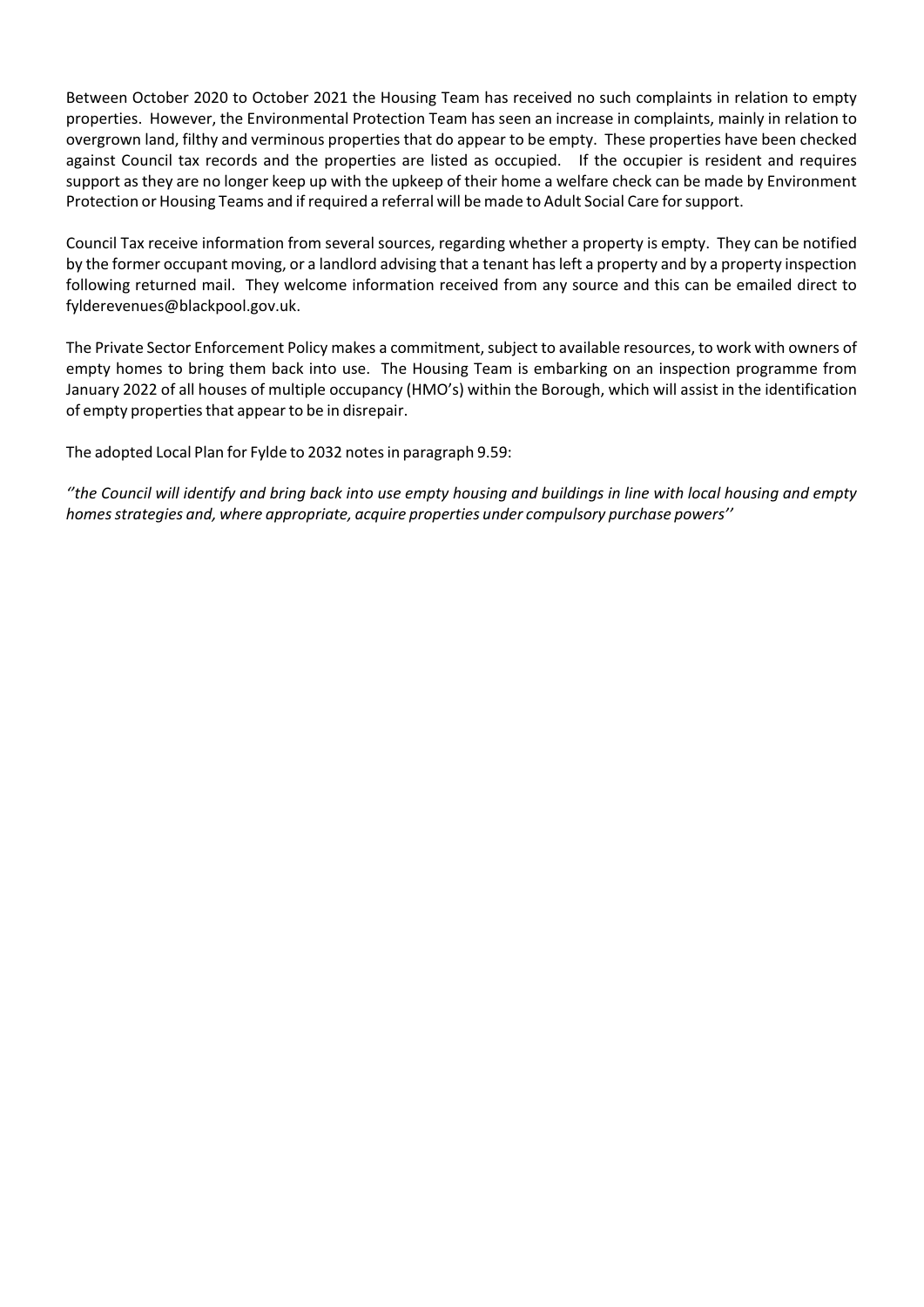Between October 2020 to October 2021 the Housing Team has received no such complaints in relation to empty properties. However, the Environmental Protection Team has seen an increase in complaints, mainly in relation to overgrown land, filthy and verminous properties that do appear to be empty. These properties have been checked against Council tax records and the properties are listed as occupied. If the occupier is resident and requires support as they are no longer keep up with the upkeep of their home a welfare check can be made by Environment Protection or Housing Teams and if required a referral will be made to Adult Social Care for support.

Council Tax receive information from several sources, regarding whether a property is empty. They can be notified by the former occupant moving, or a landlord advising that a tenant has left a property and by a property inspection following returned mail. They welcome information received from any source and this can be emailed direct to fylderevenues@blackpool.gov.uk.

The Private Sector Enforcement Policy makes a commitment, subject to available resources, to work with owners of empty homes to bring them back into use. The Housing Team is embarking on an inspection programme from January 2022 of all houses of multiple occupancy (HMO's) within the Borough, which will assist in the identification of empty properties that appear to be in disrepair.

The adopted Local Plan for Fylde to 2032 notes in paragraph 9.59:

*''the Council will identify and bring back into use empty housing and buildings in line with local housing and empty homes strategies and, where appropriate, acquire properties under compulsory purchase powers''*